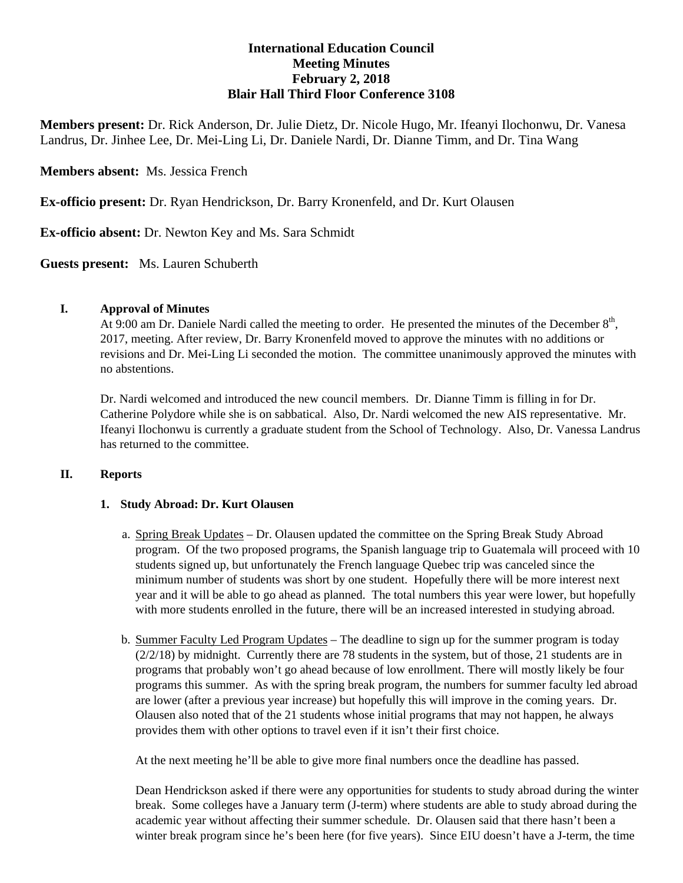**International Education Council**
**Meeting Minutes**
**February 2, 2018**
**Blair Hall Third Floor Conference 3108**

**Members present:** Dr. Rick Anderson, Dr. Julie Dietz, Dr. Nicole Hugo, Mr. Ifeanyi Ilochonwu, Dr. Vanesa Landrus, Dr. Jinhee Lee, Dr. Mei-Ling Li, Dr. Daniele Nardi, Dr. Dianne Timm, and Dr. Tina Wang

**Members absent:** Ms. Jessica French

**Ex-officio present:** Dr. Ryan Hendrickson, Dr. Barry Kronenfeld, and Dr. Kurt Olausen

**Ex-officio absent:** Dr. Newton Key and Ms. Sara Schmidt

**Guests present:** Ms. Lauren Schuberth

## I. Approval of Minutes

At 9:00 am Dr. Daniele Nardi called the meeting to order. He presented the minutes of the December 8th, 2017, meeting. After review, Dr. Barry Kronenfeld moved to approve the minutes with no additions or revisions and Dr. Mei-Ling Li seconded the motion. The committee unanimously approved the minutes with no abstentions.

Dr. Nardi welcomed and introduced the new council members. Dr. Dianne Timm is filling in for Dr. Catherine Polydore while she is on sabbatical. Also, Dr. Nardi welcomed the new AIS representative. Mr. Ifeanyi Ilochonwu is currently a graduate student from the School of Technology. Also, Dr. Vanessa Landrus has returned to the committee.

## II. Reports

### 1. Study Abroad: Dr. Kurt Olausen

a. Spring Break Updates – Dr. Olausen updated the committee on the Spring Break Study Abroad program. Of the two proposed programs, the Spanish language trip to Guatemala will proceed with 10 students signed up, but unfortunately the French language Quebec trip was canceled since the minimum number of students was short by one student. Hopefully there will be more interest next year and it will be able to go ahead as planned. The total numbers this year were lower, but hopefully with more students enrolled in the future, there will be an increased interested in studying abroad.

b. Summer Faculty Led Program Updates – The deadline to sign up for the summer program is today (2/2/18) by midnight. Currently there are 78 students in the system, but of those, 21 students are in programs that probably won't go ahead because of low enrollment. There will mostly likely be four programs this summer. As with the spring break program, the numbers for summer faculty led abroad are lower (after a previous year increase) but hopefully this will improve in the coming years. Dr. Olausen also noted that of the 21 students whose initial programs that may not happen, he always provides them with other options to travel even if it isn't their first choice.

At the next meeting he'll be able to give more final numbers once the deadline has passed.

Dean Hendrickson asked if there were any opportunities for students to study abroad during the winter break. Some colleges have a January term (J-term) where students are able to study abroad during the academic year without affecting their summer schedule. Dr. Olausen said that there hasn't been a winter break program since he's been here (for five years). Since EIU doesn't have a J-term, the time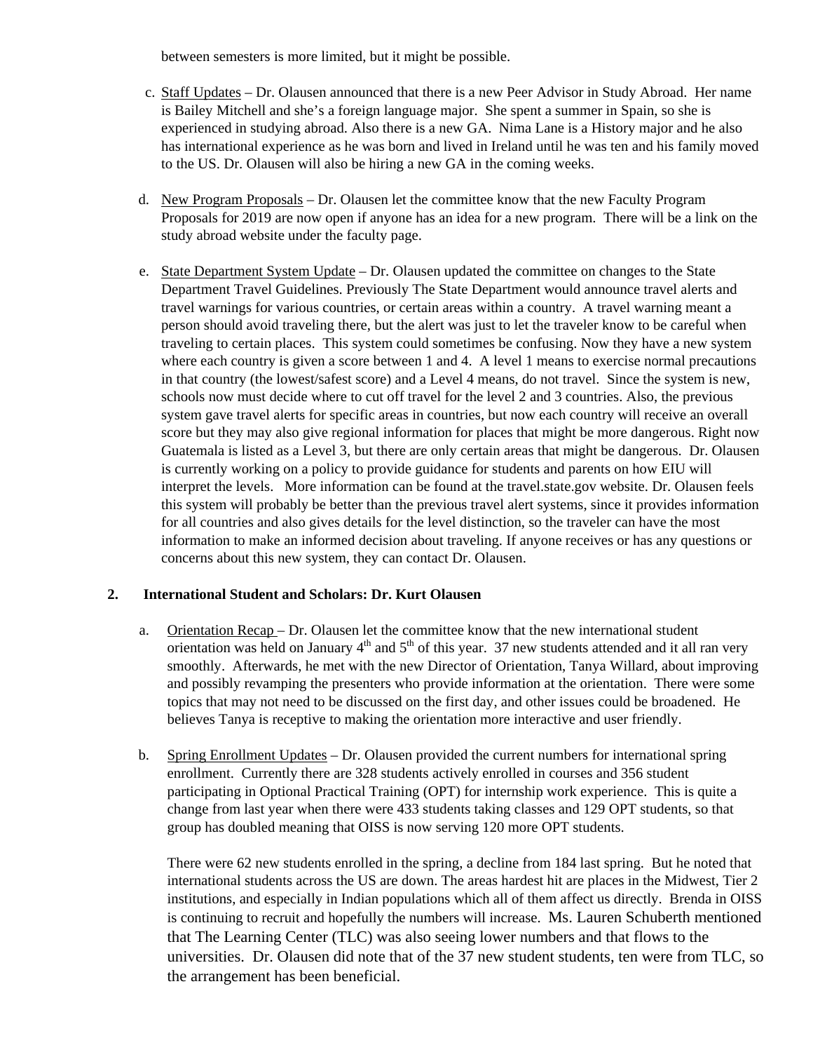between semesters is more limited, but it might be possible.

c. Staff Updates – Dr. Olausen announced that there is a new Peer Advisor in Study Abroad. Her name is Bailey Mitchell and she's a foreign language major. She spent a summer in Spain, so she is experienced in studying abroad. Also there is a new GA. Nima Lane is a History major and he also has international experience as he was born and lived in Ireland until he was ten and his family moved to the US. Dr. Olausen will also be hiring a new GA in the coming weeks.

d. New Program Proposals – Dr. Olausen let the committee know that the new Faculty Program Proposals for 2019 are now open if anyone has an idea for a new program. There will be a link on the study abroad website under the faculty page.

e. State Department System Update – Dr. Olausen updated the committee on changes to the State Department Travel Guidelines. Previously The State Department would announce travel alerts and travel warnings for various countries, or certain areas within a country. A travel warning meant a person should avoid traveling there, but the alert was just to let the traveler know to be careful when traveling to certain places. This system could sometimes be confusing. Now they have a new system where each country is given a score between 1 and 4. A level 1 means to exercise normal precautions in that country (the lowest/safest score) and a Level 4 means, do not travel. Since the system is new, schools now must decide where to cut off travel for the level 2 and 3 countries. Also, the previous system gave travel alerts for specific areas in countries, but now each country will receive an overall score but they may also give regional information for places that might be more dangerous. Right now Guatemala is listed as a Level 3, but there are only certain areas that might be dangerous. Dr. Olausen is currently working on a policy to provide guidance for students and parents on how EIU will interpret the levels. More information can be found at the travel.state.gov website. Dr. Olausen feels this system will probably be better than the previous travel alert systems, since it provides information for all countries and also gives details for the level distinction, so the traveler can have the most information to make an informed decision about traveling. If anyone receives or has any questions or concerns about this new system, they can contact Dr. Olausen.

**2. International Student and Scholars: Dr. Kurt Olausen**

a. Orientation Recap – Dr. Olausen let the committee know that the new international student orientation was held on January 4th and 5th of this year. 37 new students attended and it all ran very smoothly. Afterwards, he met with the new Director of Orientation, Tanya Willard, about improving and possibly revamping the presenters who provide information at the orientation. There were some topics that may not need to be discussed on the first day, and other issues could be broadened. He believes Tanya is receptive to making the orientation more interactive and user friendly.

b. Spring Enrollment Updates – Dr. Olausen provided the current numbers for international spring enrollment. Currently there are 328 students actively enrolled in courses and 356 student participating in Optional Practical Training (OPT) for internship work experience. This is quite a change from last year when there were 433 students taking classes and 129 OPT students, so that group has doubled meaning that OISS is now serving 120 more OPT students.

There were 62 new students enrolled in the spring, a decline from 184 last spring. But he noted that international students across the US are down. The areas hardest hit are places in the Midwest, Tier 2 institutions, and especially in Indian populations which all of them affect us directly. Brenda in OISS is continuing to recruit and hopefully the numbers will increase. Ms. Lauren Schuberth mentioned that The Learning Center (TLC) was also seeing lower numbers and that flows to the universities. Dr. Olausen did note that of the 37 new student students, ten were from TLC, so the arrangement has been beneficial.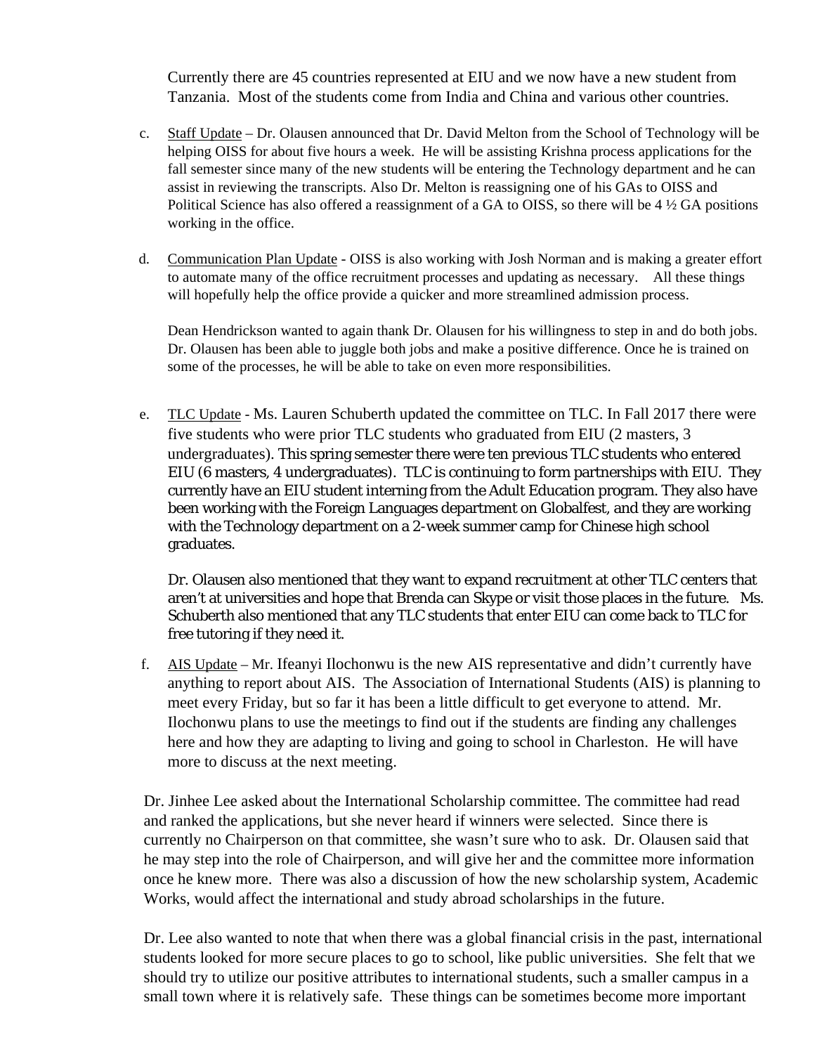Currently there are 45 countries represented at EIU and we now have a new student from Tanzania. Most of the students come from India and China and various other countries.

c. Staff Update – Dr. Olausen announced that Dr. David Melton from the School of Technology will be helping OISS for about five hours a week. He will be assisting Krishna process applications for the fall semester since many of the new students will be entering the Technology department and he can assist in reviewing the transcripts. Also Dr. Melton is reassigning one of his GAs to OISS and Political Science has also offered a reassignment of a GA to OISS, so there will be 4 ½ GA positions working in the office.

d. Communication Plan Update - OISS is also working with Josh Norman and is making a greater effort to automate many of the office recruitment processes and updating as necessary. All these things will hopefully help the office provide a quicker and more streamlined admission process.

   Dean Hendrickson wanted to again thank Dr. Olausen for his willingness to step in and do both jobs. Dr. Olausen has been able to juggle both jobs and make a positive difference. Once he is trained on some of the processes, he will be able to take on even more responsibilities.

e. TLC Update - Ms. Lauren Schuberth updated the committee on TLC. In Fall 2017 there were five students who were prior TLC students who graduated from EIU (2 masters, 3 undergraduates). This spring semester there were ten previous TLC students who entered EIU (6 masters, 4 undergraduates). TLC is continuing to form partnerships with EIU. They currently have an EIU student interning from the Adult Education program. They also have been working with the Foreign Languages department on Globalfest, and they are working with the Technology department on a 2-week summer camp for Chinese high school graduates.

   Dr. Olausen also mentioned that they want to expand recruitment at other TLC centers that aren't at universities and hope that Brenda can Skype or visit those places in the future. Ms. Schuberth also mentioned that any TLC students that enter EIU can come back to TLC for free tutoring if they need it.

f. AIS Update – Mr. Ifeanyi Ilochonwu is the new AIS representative and didn't currently have anything to report about AIS. The Association of International Students (AIS) is planning to meet every Friday, but so far it has been a little difficult to get everyone to attend. Mr. Ilochonwu plans to use the meetings to find out if the students are finding any challenges here and how they are adapting to living and going to school in Charleston. He will have more to discuss at the next meeting.

Dr. Jinhee Lee asked about the International Scholarship committee. The committee had read and ranked the applications, but she never heard if winners were selected. Since there is currently no Chairperson on that committee, she wasn't sure who to ask. Dr. Olausen said that he may step into the role of Chairperson, and will give her and the committee more information once he knew more. There was also a discussion of how the new scholarship system, Academic Works, would affect the international and study abroad scholarships in the future.

Dr. Lee also wanted to note that when there was a global financial crisis in the past, international students looked for more secure places to go to school, like public universities. She felt that we should try to utilize our positive attributes to international students, such a smaller campus in a small town where it is relatively safe. These things can be sometimes become more important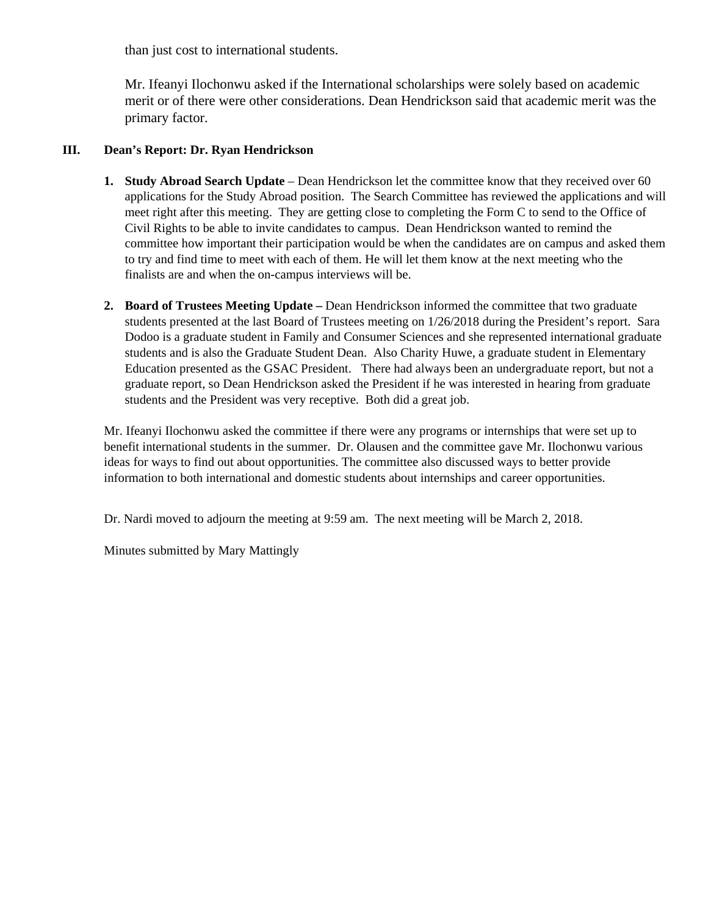than just cost to international students.

Mr. Ifeanyi Ilochonwu asked if the International scholarships were solely based on academic merit or of there were other considerations. Dean Hendrickson said that academic merit was the primary factor.

## III. Dean's Report: Dr. Ryan Hendrickson

1. **Study Abroad Search Update** – Dean Hendrickson let the committee know that they received over 60 applications for the Study Abroad position. The Search Committee has reviewed the applications and will meet right after this meeting. They are getting close to completing the Form C to send to the Office of Civil Rights to be able to invite candidates to campus. Dean Hendrickson wanted to remind the committee how important their participation would be when the candidates are on campus and asked them to try and find time to meet with each of them. He will let them know at the next meeting who the finalists are and when the on-campus interviews will be.

2. **Board of Trustees Meeting Update –** Dean Hendrickson informed the committee that two graduate students presented at the last Board of Trustees meeting on 1/26/2018 during the President's report. Sara Dodoo is a graduate student in Family and Consumer Sciences and she represented international graduate students and is also the Graduate Student Dean. Also Charity Huwe, a graduate student in Elementary Education presented as the GSAC President. There had always been an undergraduate report, but not a graduate report, so Dean Hendrickson asked the President if he was interested in hearing from graduate students and the President was very receptive. Both did a great job.

Mr. Ifeanyi Ilochonwu asked the committee if there were any programs or internships that were set up to benefit international students in the summer. Dr. Olausen and the committee gave Mr. Ilochonwu various ideas for ways to find out about opportunities. The committee also discussed ways to better provide information to both international and domestic students about internships and career opportunities.

Dr. Nardi moved to adjourn the meeting at 9:59 am. The next meeting will be March 2, 2018.

Minutes submitted by Mary Mattingly